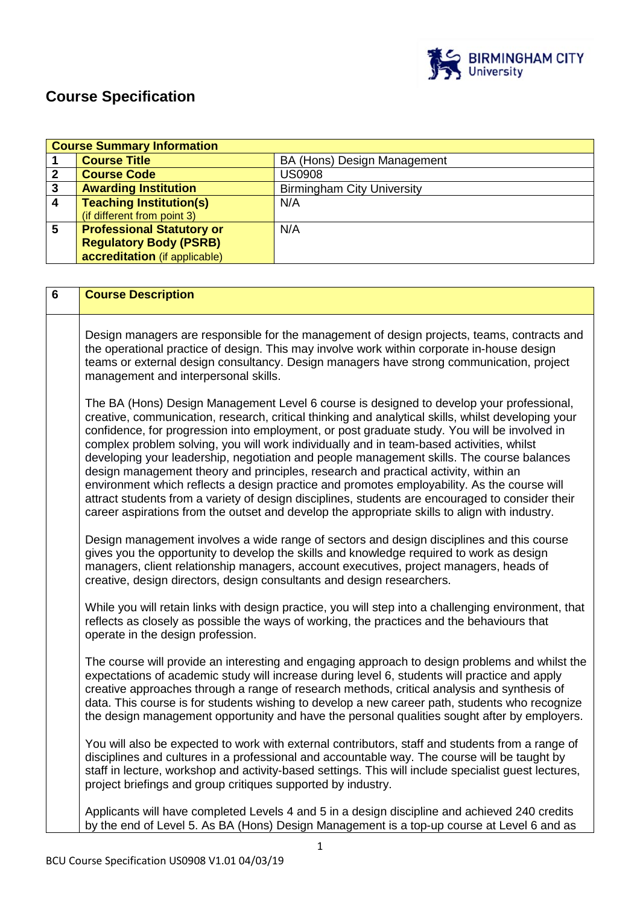## Course Specification

| Course Summary Information | | |
|---|---|---|
| 1 | **Course Title** | BA (Hons) Design Management |
| 2 | **Course Code** | US0908 |
| 3 | **Awarding Institution** | Birmingham City University |
| 4 | **Teaching Institution(s)** (if different from point 3) | N/A |
| 5 | **Professional Statutory or Regulatory Body (PSRB) accreditation** (if applicable) | N/A |

| 6 | **Course Description** |
|---|---|

Design managers are responsible for the management of design projects, teams, contracts and the operational practice of design. This may involve work within corporate in-house design teams or external design consultancy. Design managers have strong communication, project management and interpersonal skills.

The BA (Hons) Design Management Level 6 course is designed to develop your professional, creative, communication, research, critical thinking and analytical skills, whilst developing your confidence, for progression into employment, or post graduate study. You will be involved in complex problem solving, you will work individually and in team-based activities, whilst developing your leadership, negotiation and people management skills. The course balances design management theory and principles, research and practical activity, within an environment which reflects a design practice and promotes employability. As the course will attract students from a variety of design disciplines, students are encouraged to consider their career aspirations from the outset and develop the appropriate skills to align with industry.

Design management involves a wide range of sectors and design disciplines and this course gives you the opportunity to develop the skills and knowledge required to work as design managers, client relationship managers, account executives, project managers, heads of creative, design directors, design consultants and design researchers.

While you will retain links with design practice, you will step into a challenging environment, that reflects as closely as possible the ways of working, the practices and the behaviours that operate in the design profession.

The course will provide an interesting and engaging approach to design problems and whilst the expectations of academic study will increase during level 6, students will practice and apply creative approaches through a range of research methods, critical analysis and synthesis of data. This course is for students wishing to develop a new career path, students who recognize the design management opportunity and have the personal qualities sought after by employers.

You will also be expected to work with external contributors, staff and students from a range of disciplines and cultures in a professional and accountable way. The course will be taught by staff in lecture, workshop and activity-based settings. This will include specialist guest lectures, project briefings and group critiques supported by industry.

Applicants will have completed Levels 4 and 5 in a design discipline and achieved 240 credits by the end of Level 5. As BA (Hons) Design Management is a top-up course at Level 6 and as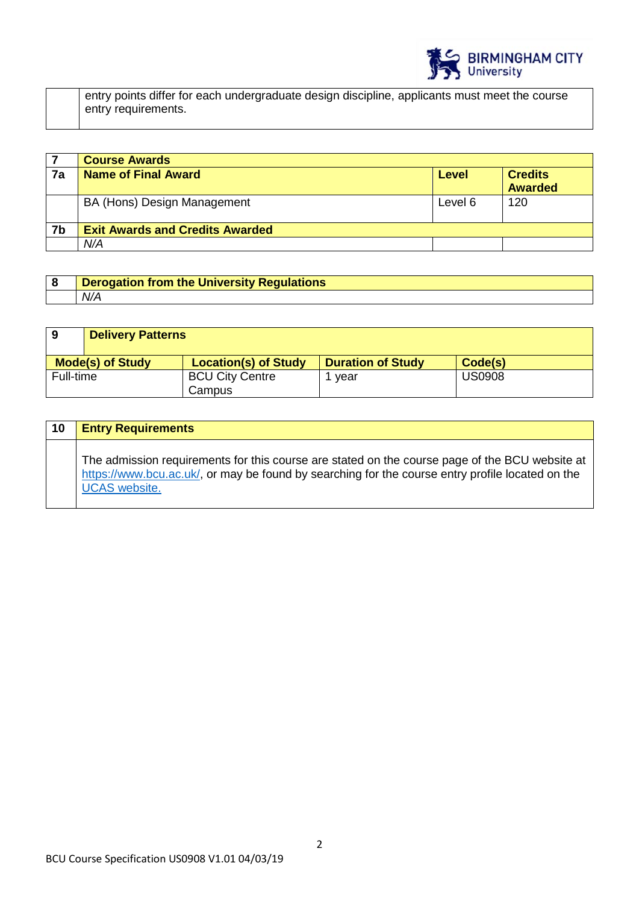| | |
|---|---|
| | entry points differ for each undergraduate design discipline, applicants must meet the course entry requirements. |

| 7 | Course Awards | | |
|---|---|---|---|
| **7a** | **Name of Final Award** | **Level** | **Credits Awarded** |
| | BA (Hons) Design Management | Level 6 | 120 |
| **7b** | **Exit Awards and Credits Awarded** | | |
| | *N/A* | | |

| 8 | Derogation from the University Regulations |
|---|---|
| | *N/A* |

| 9 | Delivery Patterns | | |
|---|---|---|---|
| **Mode(s) of Study** | **Location(s) of Study** | **Duration of Study** | **Code(s)** |
| Full-time | BCU City Centre Campus | 1 year | US0908 |

| 10 | Entry Requirements |
|---|---|
| | The admission requirements for this course are stated on the course page of the BCU website at [https://www.bcu.ac.uk/](https://www.bcu.ac.uk/), or may be found by searching for the course entry profile located on the UCAS website. |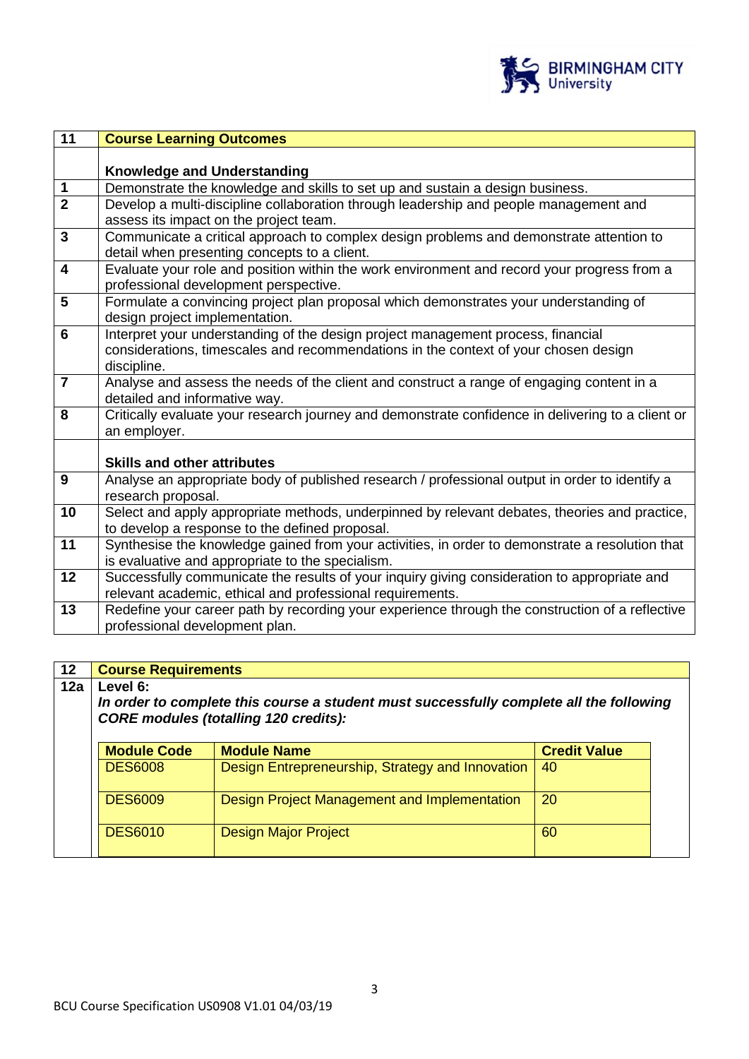| 11 | Course Learning Outcomes |
|---|---|
| | **Knowledge and Understanding** |
| 1 | Demonstrate the knowledge and skills to set up and sustain a design business. |
| 2 | Develop a multi-discipline collaboration through leadership and people management and assess its impact on the project team. |
| 3 | Communicate a critical approach to complex design problems and demonstrate attention to detail when presenting concepts to a client. |
| 4 | Evaluate your role and position within the work environment and record your progress from a professional development perspective. |
| 5 | Formulate a convincing project plan proposal which demonstrates your understanding of design project implementation. |
| 6 | Interpret your understanding of the design project management process, financial considerations, timescales and recommendations in the context of your chosen design discipline. |
| 7 | Analyse and assess the needs of the client and construct a range of engaging content in a detailed and informative way. |
| 8 | Critically evaluate your research journey and demonstrate confidence in delivering to a client or an employer. |
| | **Skills and other attributes** |
| 9 | Analyse an appropriate body of published research / professional output in order to identify a research proposal. |
| 10 | Select and apply appropriate methods, underpinned by relevant debates, theories and practice, to develop a response to the defined proposal. |
| 11 | Synthesise the knowledge gained from your activities, in order to demonstrate a resolution that is evaluative and appropriate to the specialism. |
| 12 | Successfully communicate the results of your inquiry giving consideration to appropriate and relevant academic, ethical and professional requirements. |
| 13 | Redefine your career path by recording your experience through the construction of a reflective professional development plan. |

## 12 Course Requirements

**12a Level 6:**

***In order to complete this course a student must successfully complete all the following CORE modules (totalling 120 credits):***

| Module Code | Module Name | Credit Value |
|---|---|---|
| DES6008 | Design Entrepreneurship, Strategy and Innovation | 40 |
| DES6009 | Design Project Management and Implementation | 20 |
| DES6010 | Design Major Project | 60 |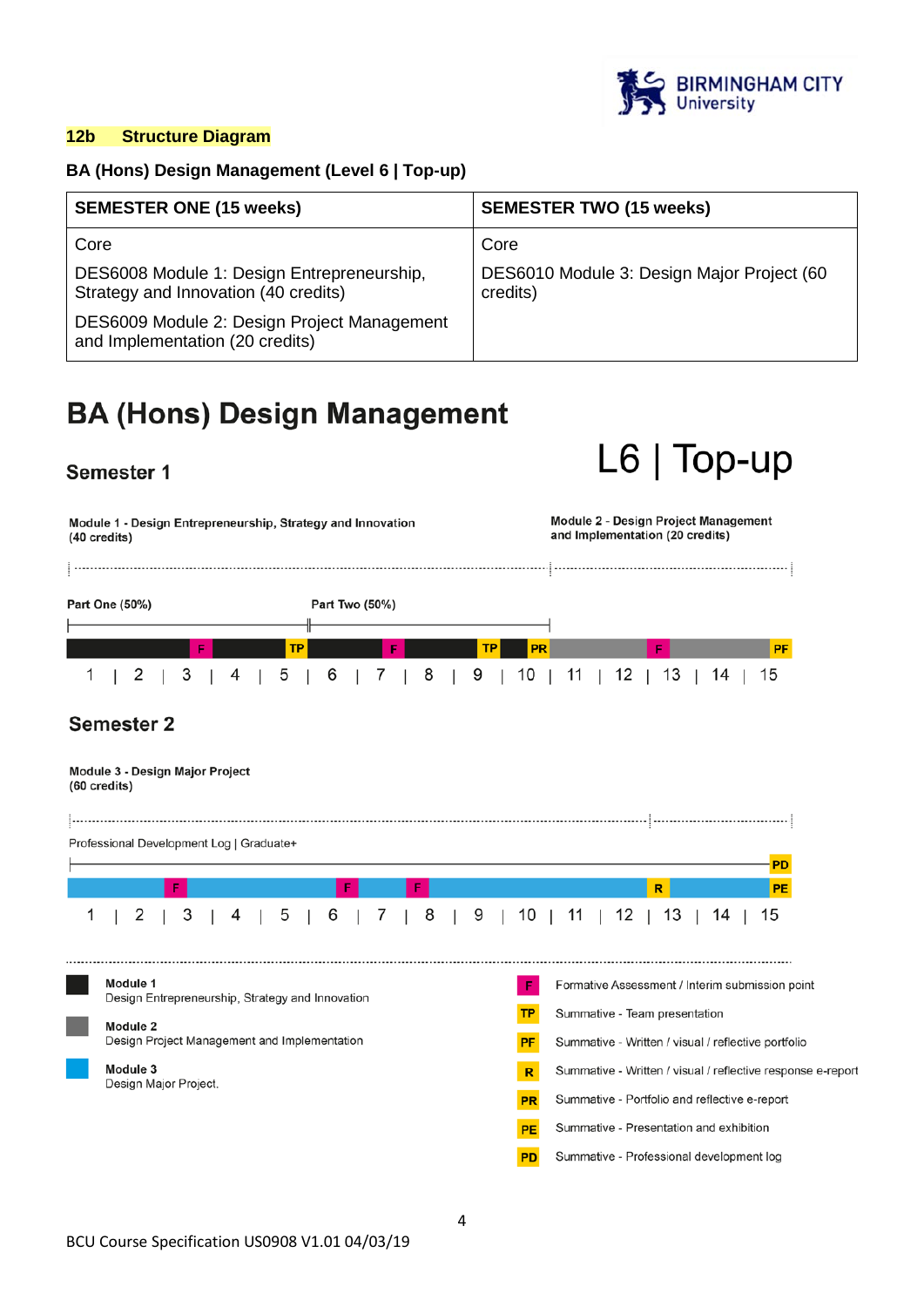## 12b Structure Diagram

**BA (Hons) Design Management (Level 6 | Top-up)**

| SEMESTER ONE (15 weeks) | SEMESTER TWO (15 weeks) |
|---|---|
| Core<br>DES6008 Module 1: Design Entrepreneurship, Strategy and Innovation (40 credits)<br>DES6009 Module 2: Design Project Management and Implementation (20 credits) | Core<br>DES6010 Module 3: Design Major Project (60 credits) |

# BA (Hons) Design Management

## L6 | Top-up

### Semester 1

**Module 1 - Design Entrepreneurship, Strategy and Innovation (40 credits)** (weeks 1–10)

**Module 2 - Design Project Management and Implementation (20 credits)** (weeks 11–15)

Part One (50%) | Part Two (50%)

| Week | 1 | 2 | 3 | 4 | 5 | 6 | 7 | 8 | 9 | 10 | 11 | 12 | 13 | 14 | 15 |
|---|---|---|---|---|---|---|---|---|---|---|---|---|---|---|---|
| Module | 1 | 1 | 1 | 1 | 1 | 1 | 1 | 1 | 1 | 1 | 2 | 2 | 2 | 2 | 2 |
| Assessment | | | F | | TP | | F | | TP | PR | | | F | | PF |

### Semester 2

**Module 3 - Design Major Project (60 credits)**

Professional Development Log | Graduate+

| Week | 1 | 2 | 3 | 4 | 5 | 6 | 7 | 8 | 9 | 10 | 11 | 12 | 13 | 14 | 15 |
|---|---|---|---|---|---|---|---|---|---|---|---|---|---|---|---|
| Module | 3 | 3 | 3 | 3 | 3 | 3 | 3 | 3 | 3 | 3 | 3 | 3 | 3 | 3 | 3 |
| Assessment | | | F | | | F | | F | | | | | R | | PD, PE |

**Key**

- **Module 1** – Design Entrepreneurship, Strategy and Innovation
- **Module 2** – Design Project Management and Implementation
- **Module 3** – Design Major Project.

- **F** – Formative Assessment / Interim submission point
- **TP** – Summative - Team presentation
- **PF** – Summative - Written / visual / reflective portfolio
- **R** – Summative - Written / visual / reflective response e-report
- **PR** – Summative - Portfolio and reflective e-report
- **PE** – Summative - Presentation and exhibition
- **PD** – Summative - Professional development log

BCU Course Specification US0908 V1.01 04/03/19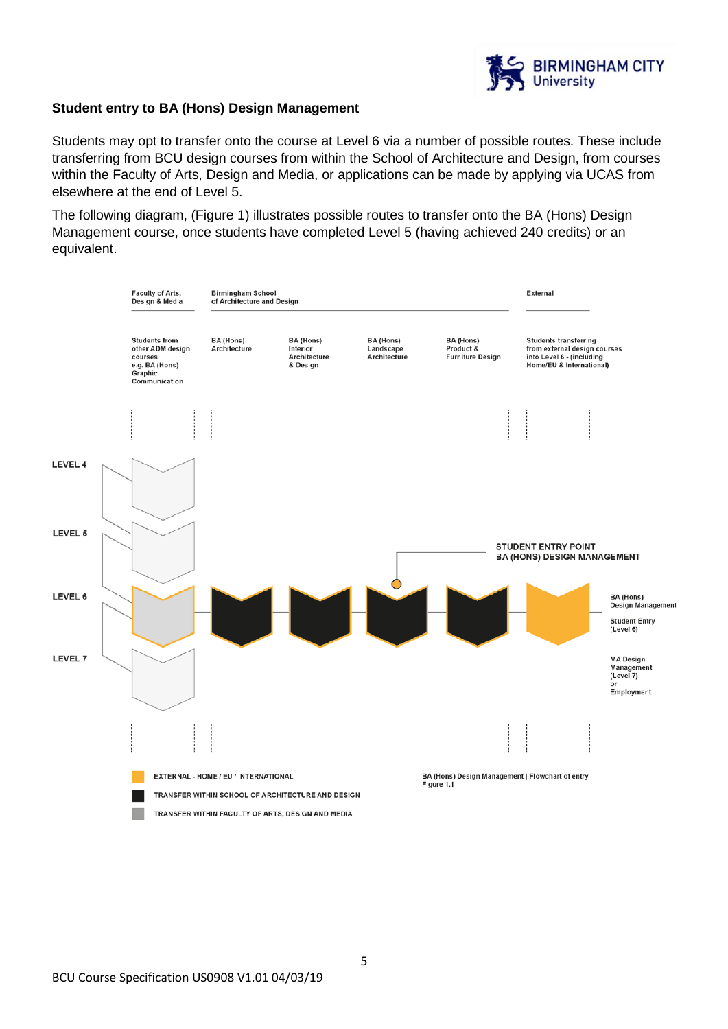### Student entry to BA (Hons) Design Management

Students may opt to transfer onto the course at Level 6 via a number of possible routes. These include transferring from BCU design courses from within the School of Architecture and Design, from courses within the Faculty of Arts, Design and Media, or applications can be made by applying via UCAS from elsewhere at the end of Level 5.

The following diagram, (Figure 1) illustrates possible routes to transfer onto the BA (Hons) Design Management course, once students have completed Level 5 (having achieved 240 credits) or an equivalent.

Faculty of Arts, Design & Media

Birmingham School of Architecture and Design

External

Students from other ADM design courses e.g. BA (Hons) Graphic Communication

BA (Hons) Architecture

BA (Hons) Interior Architecture & Design

BA (Hons) Landscape Architecture

BA (Hons) Product & Furniture Design

Students transferring from external design courses into Level 6 - (including Home/EU & International)

LEVEL 4

LEVEL 5

LEVEL 6

LEVEL 7

STUDENT ENTRY POINT BA (HONS) DESIGN MANAGEMENT

BA (Hons) Design Management

Student Entry (Level 6)

MA Design Management (Level 7) or Employment

EXTERNAL - HOME / EU / INTERNATIONAL

TRANSFER WITHIN SCHOOL OF ARCHITECTURE AND DESIGN

TRANSFER WITHIN FACULTY OF ARTS, DESIGN AND MEDIA

BA (Hons) Design Management | Flowchart of entry
Figure 1.1

BCU Course Specification US0908 V1.01 04/03/19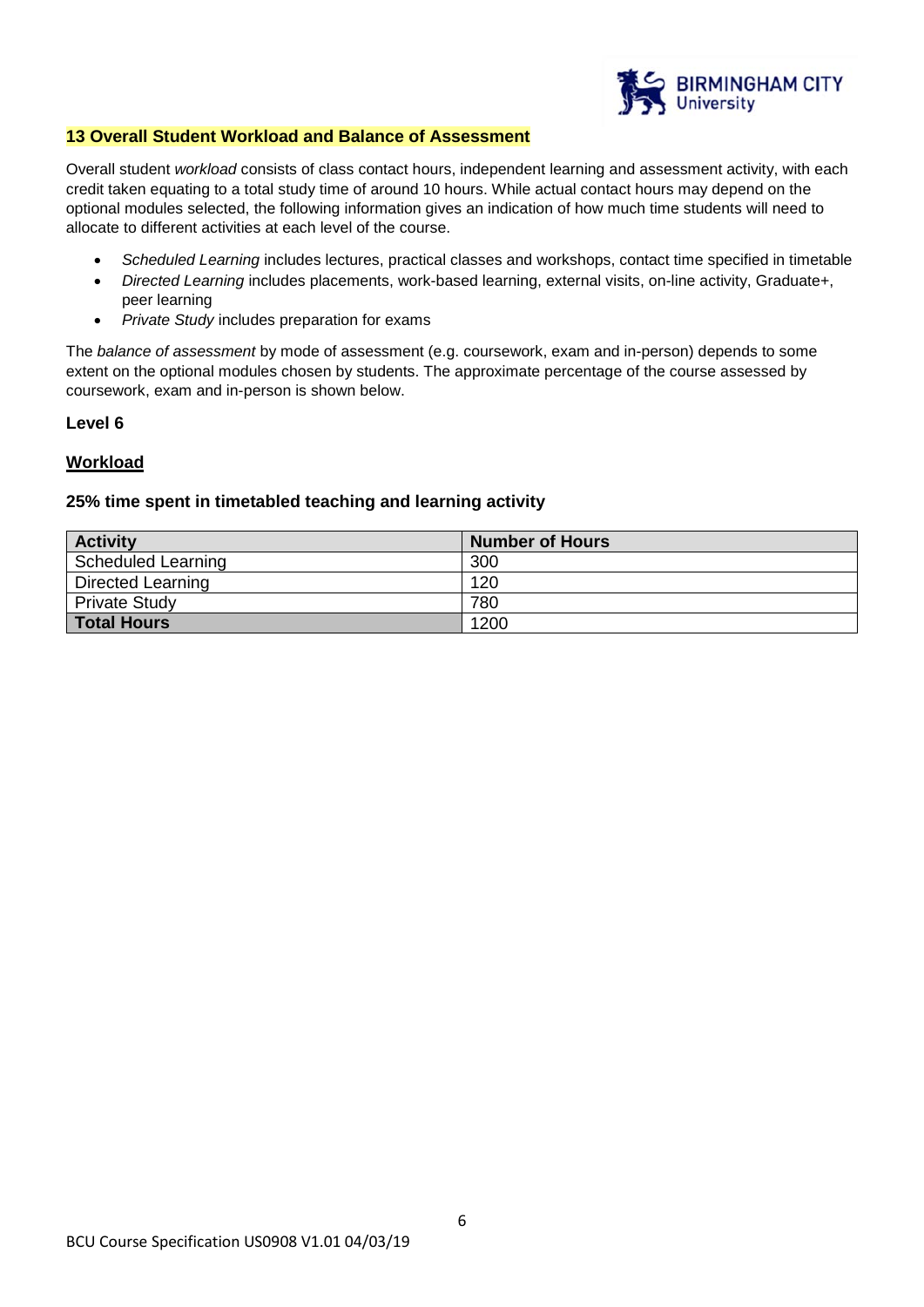## 13 Overall Student Workload and Balance of Assessment

Overall student *workload* consists of class contact hours, independent learning and assessment activity, with each credit taken equating to a total study time of around 10 hours. While actual contact hours may depend on the optional modules selected, the following information gives an indication of how much time students will need to allocate to different activities at each level of the course.

- *Scheduled Learning* includes lectures, practical classes and workshops, contact time specified in timetable
- *Directed Learning* includes placements, work-based learning, external visits, on-line activity, Graduate+, peer learning
- *Private Study* includes preparation for exams

The *balance of assessment* by mode of assessment (e.g. coursework, exam and in-person) depends to some extent on the optional modules chosen by students. The approximate percentage of the course assessed by coursework, exam and in-person is shown below.

### Level 6

#### Workload

**25% time spent in timetabled teaching and learning activity**

| Activity | Number of Hours |
|---|---|
| Scheduled Learning | 300 |
| Directed Learning | 120 |
| Private Study | 780 |
| **Total Hours** | 1200 |